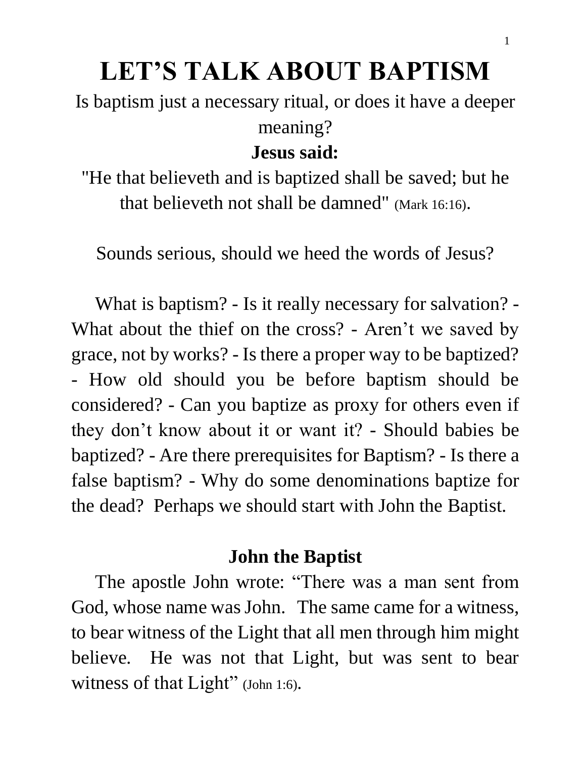# LET'S TALK ABOUT BAPTISM

Is baptism just a necessary ritual, or does it have a deeper meaning?

**Jesus said:**

"He that believeth and is baptized shall be saved; but he that believeth not shall be damned" (Mark 16:16).

Sounds serious, should we heed the words of Jesus?

What is baptism? - Is it really necessary for salvation? - What about the thief on the cross? - Aren't we saved by grace, not by works? - Is there a proper way to be baptized? - How old should you be before baptism should be considered? - Can you baptize as proxy for others even if they don't know about it or want it? - Should babies be baptized? - Are there prerequisites for Baptism? - Is there a false baptism? - Why do some denominations baptize for the dead? Perhaps we should start with John the Baptist.

## John the Baptist

The apostle John wrote: "There was a man sent from God, whose name was John. The same came for a witness, to bear witness of the Light that all men through him might believe. He was not that Light, but was sent to bear witness of that Light" (John 1:6).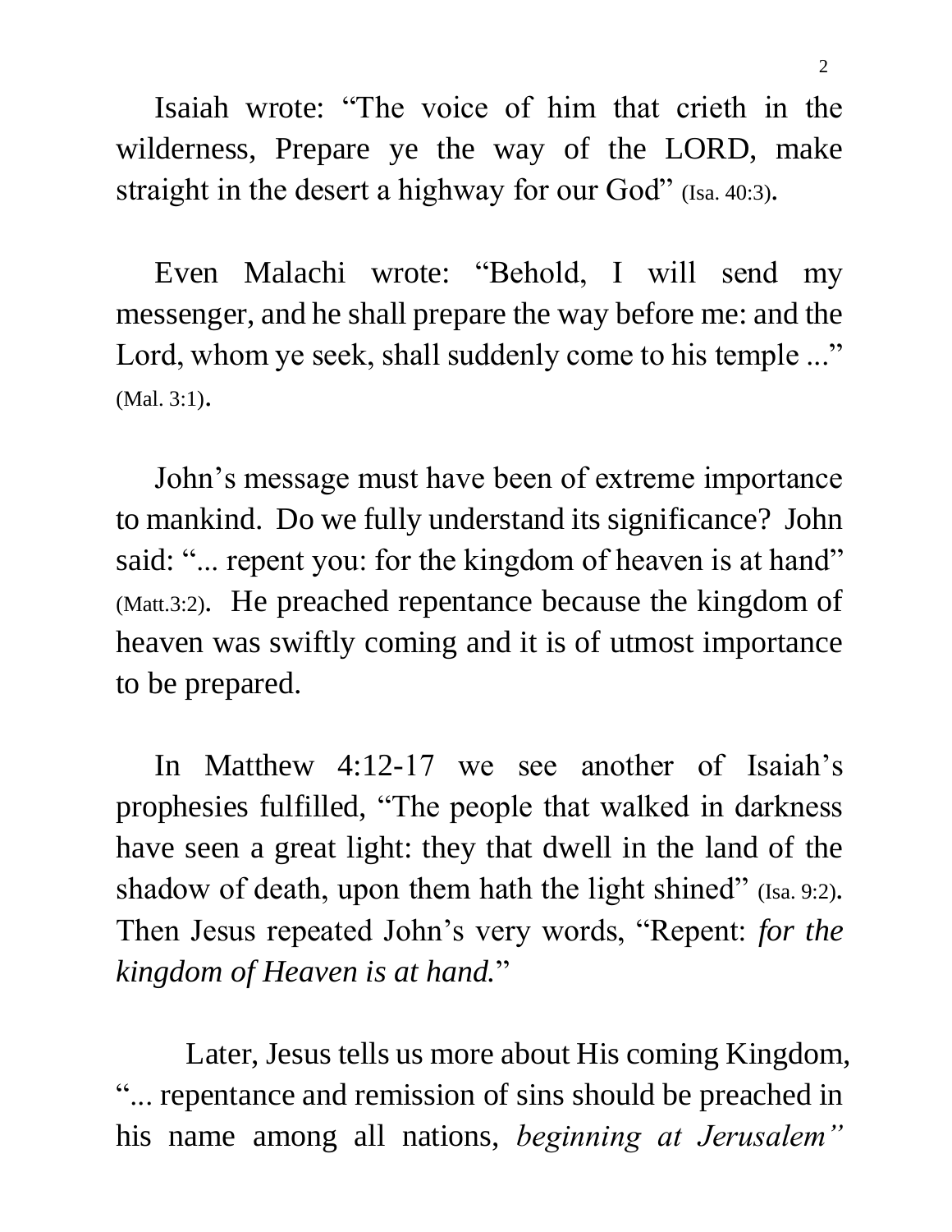Isaiah wrote: "The voice of him that crieth in the wilderness, Prepare ye the way of the LORD, make straight in the desert a highway for our God" (Isa. 40:3).

Even Malachi wrote: "Behold, I will send my messenger, and he shall prepare the way before me: and the Lord, whom ye seek, shall suddenly come to his temple ..." (Mal. 3:1).

John's message must have been of extreme importance to mankind. Do we fully understand its significance? John said: "... repent you: for the kingdom of heaven is at hand" (Matt.3:2). He preached repentance because the kingdom of heaven was swiftly coming and it is of utmost importance to be prepared.

In Matthew 4:12-17 we see another of Isaiah's prophesies fulfilled, "The people that walked in darkness have seen a great light: they that dwell in the land of the shadow of death, upon them hath the light shined" (Isa. 9:2). Then Jesus repeated John's very words, "Repent: *for the kingdom of Heaven is at hand.*"

Later, Jesus tells us more about His coming Kingdom, "... repentance and remission of sins should be preached in his name among all nations, *beginning at Jerusalem"*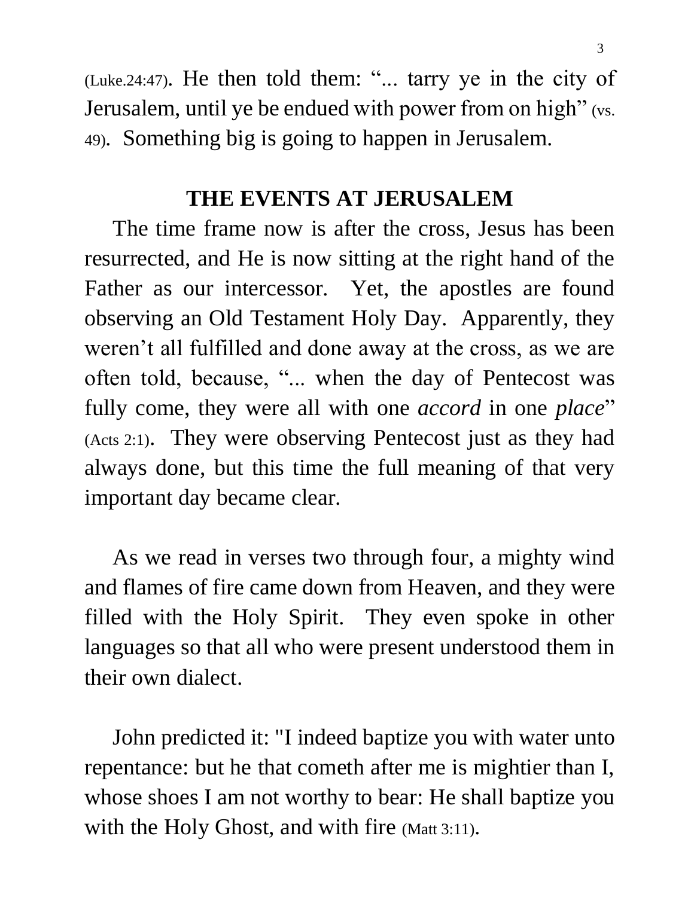(Luke.24:47). He then told them: "... tarry ye in the city of Jerusalem, until ye be endued with power from on high" (vs. 49). Something big is going to happen in Jerusalem.

## THE EVENTS AT JERUSALEM

The time frame now is after the cross, Jesus has been resurrected, and He is now sitting at the right hand of the Father as our intercessor. Yet, the apostles are found observing an Old Testament Holy Day. Apparently, they weren't all fulfilled and done away at the cross, as we are often told, because, "... when the day of Pentecost was fully come, they were all with one *accord* in one *place*" (Acts 2:1). They were observing Pentecost just as they had always done, but this time the full meaning of that very important day became clear.

As we read in verses two through four, a mighty wind and flames of fire came down from Heaven, and they were filled with the Holy Spirit. They even spoke in other languages so that all who were present understood them in their own dialect.

John predicted it: "I indeed baptize you with water unto repentance: but he that cometh after me is mightier than I, whose shoes I am not worthy to bear: He shall baptize you with the Holy Ghost, and with fire (Matt 3:11).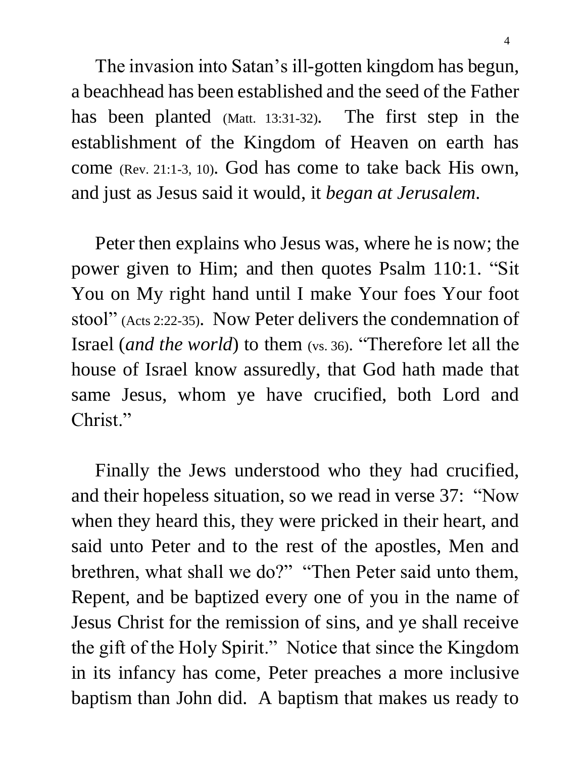The invasion into Satan's ill-gotten kingdom has begun, a beachhead has been established and the seed of the Father has been planted (Matt. 13:31-32). The first step in the establishment of the Kingdom of Heaven on earth has come (Rev. 21:1-3, 10). God has come to take back His own, and just as Jesus said it would, it *began at Jerusalem.*

Peter then explains who Jesus was, where he is now; the power given to Him; and then quotes Psalm 110:1. "Sit You on My right hand until I make Your foes Your foot stool" (Acts 2:22-35). Now Peter delivers the condemnation of Israel (*and the world*) to them (vs. 36). "Therefore let all the house of Israel know assuredly, that God hath made that same Jesus, whom ye have crucified, both Lord and Christ."

Finally the Jews understood who they had crucified, and their hopeless situation, so we read in verse 37: "Now when they heard this, they were pricked in their heart, and said unto Peter and to the rest of the apostles, Men and brethren, what shall we do?" "Then Peter said unto them, Repent, and be baptized every one of you in the name of Jesus Christ for the remission of sins, and ye shall receive the gift of the Holy Spirit." Notice that since the Kingdom in its infancy has come, Peter preaches a more inclusive baptism than John did. A baptism that makes us ready to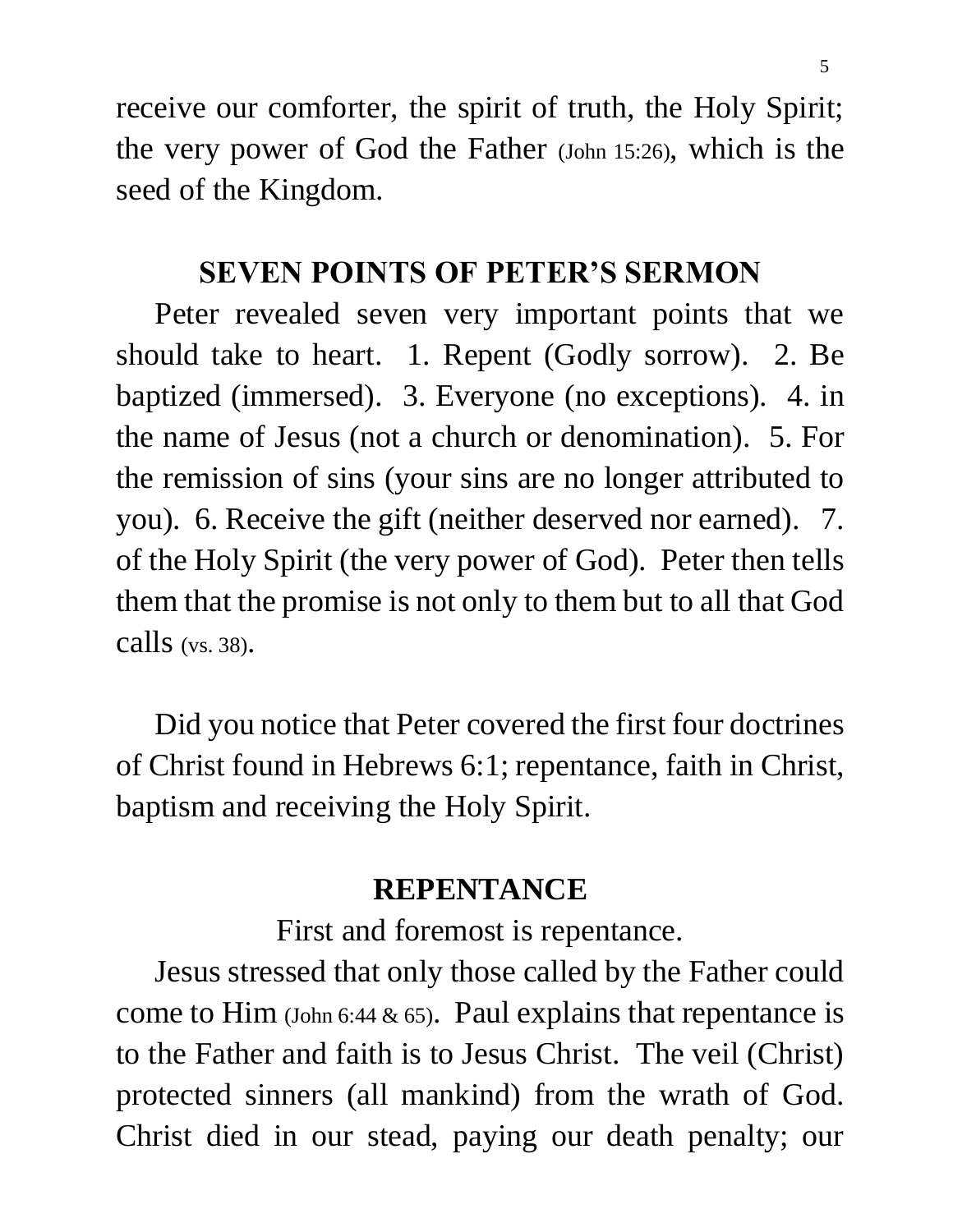receive our comforter, the spirit of truth, the Holy Spirit; the very power of God the Father (John 15:26), which is the seed of the Kingdom.

## SEVEN POINTS OF PETER'S SERMON

Peter revealed seven very important points that we should take to heart. 1. Repent (Godly sorrow). 2. Be baptized (immersed). 3. Everyone (no exceptions). 4. in the name of Jesus (not a church or denomination). 5. For the remission of sins (your sins are no longer attributed to you). 6. Receive the gift (neither deserved nor earned). 7. of the Holy Spirit (the very power of God). Peter then tells them that the promise is not only to them but to all that God calls (vs. 38).

Did you notice that Peter covered the first four doctrines of Christ found in Hebrews 6:1; repentance, faith in Christ, baptism and receiving the Holy Spirit.

## REPENTANCE

First and foremost is repentance.

Jesus stressed that only those called by the Father could come to Him (John 6:44 & 65). Paul explains that repentance is to the Father and faith is to Jesus Christ. The veil (Christ) protected sinners (all mankind) from the wrath of God. Christ died in our stead, paying our death penalty; our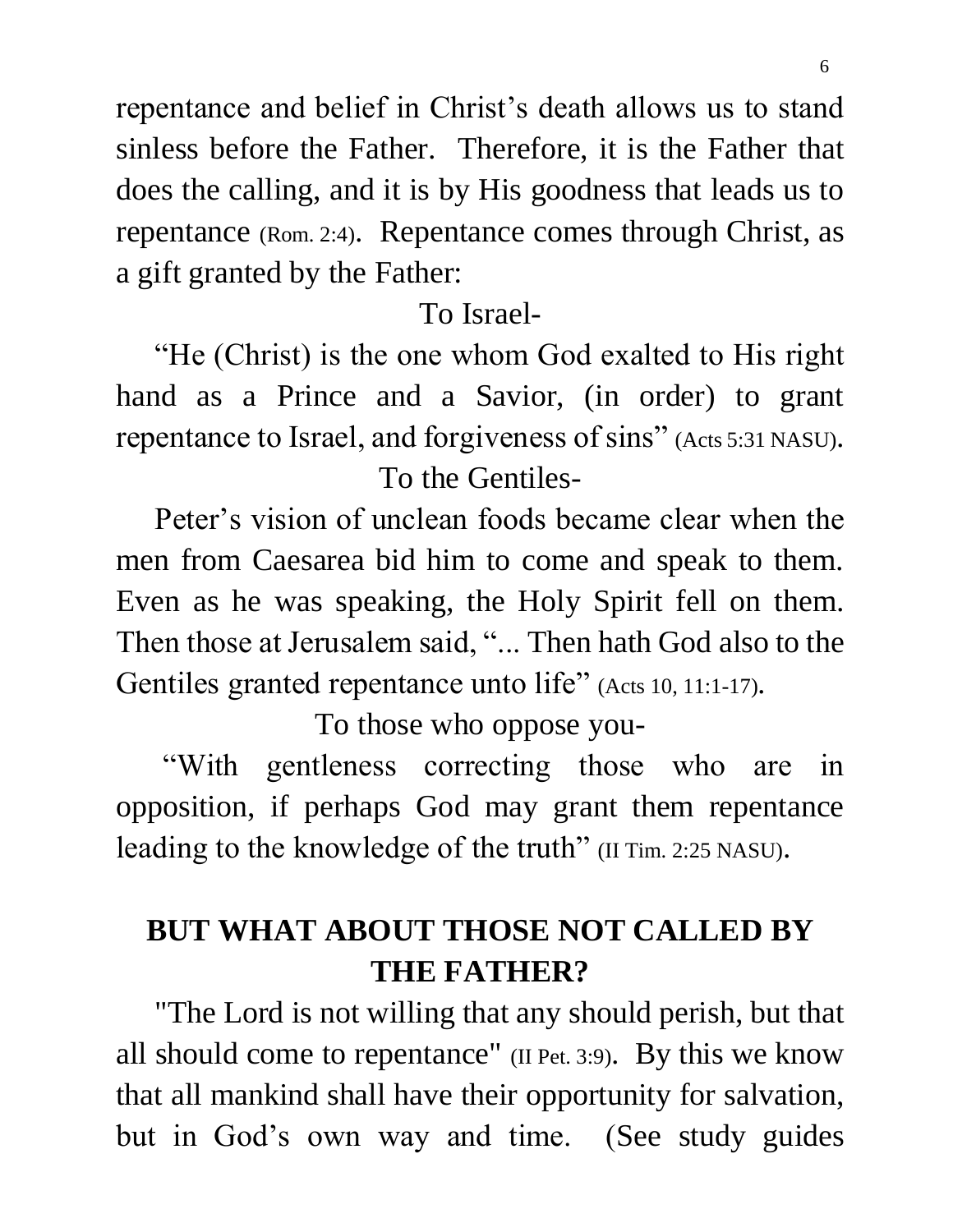repentance and belief in Christ's death allows us to stand sinless before the Father. Therefore, it is the Father that does the calling, and it is by His goodness that leads us to repentance (Rom. 2:4). Repentance comes through Christ, as a gift granted by the Father:

To Israel-

"He (Christ) is the one whom God exalted to His right hand as a Prince and a Savior, (in order) to grant repentance to Israel, and forgiveness of sins" (Acts 5:31 NASU).

To the Gentiles-

Peter's vision of unclean foods became clear when the men from Caesarea bid him to come and speak to them. Even as he was speaking, the Holy Spirit fell on them. Then those at Jerusalem said, "... Then hath God also to the Gentiles granted repentance unto life" (Acts 10, 11:1-17).

To those who oppose you-

"With gentleness correcting those who are in opposition, if perhaps God may grant them repentance leading to the knowledge of the truth" (II Tim. 2:25 NASU).

## BUT WHAT ABOUT THOSE NOT CALLED BY THE FATHER?

"The Lord is not willing that any should perish, but that all should come to repentance" (II Pet. 3:9). By this we know that all mankind shall have their opportunity for salvation, but in God's own way and time. (See study guides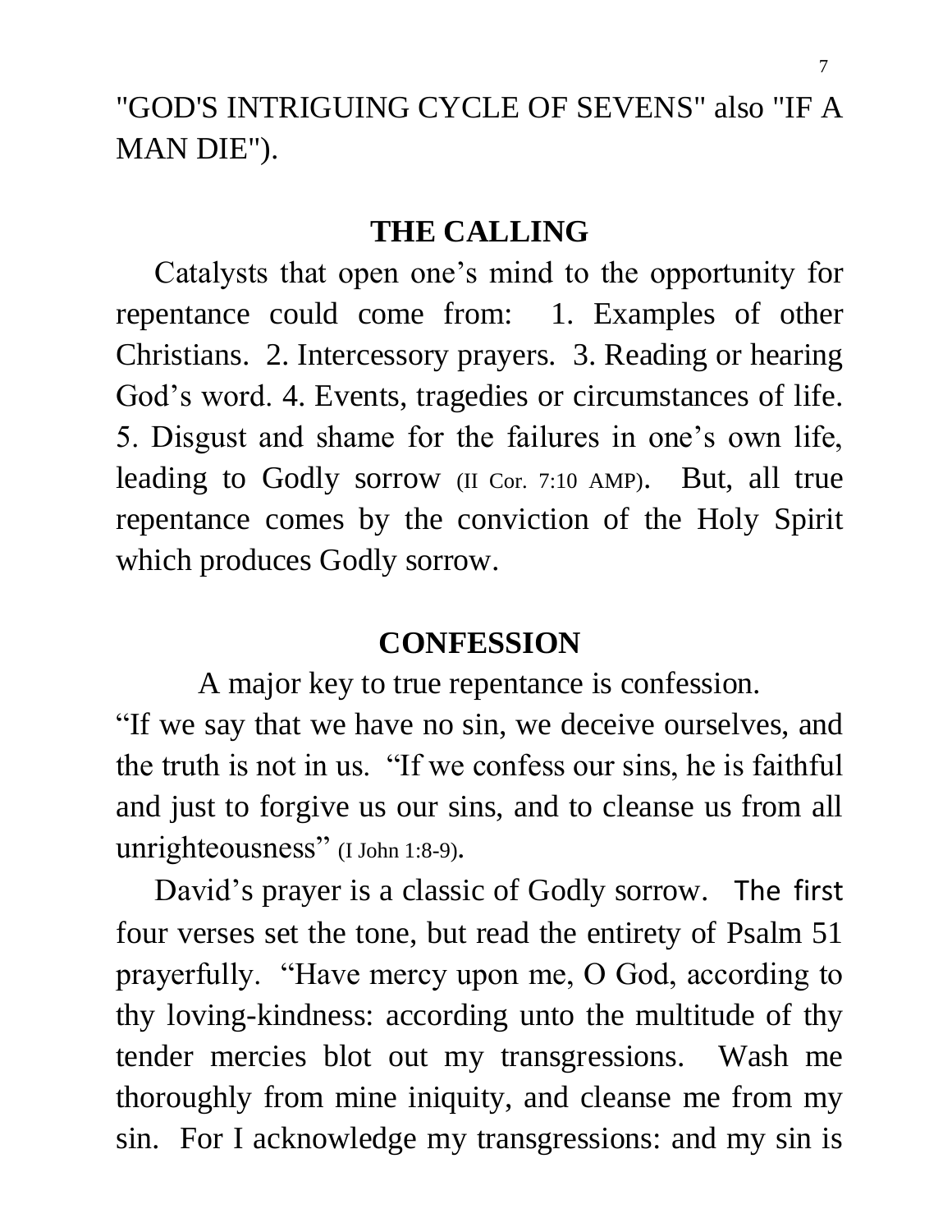"GOD'S INTRIGUING CYCLE OF SEVENS" also "IF A MAN DIE").

## THE CALLING

Catalysts that open one's mind to the opportunity for repentance could come from: 1. Examples of other Christians. 2. Intercessory prayers. 3. Reading or hearing God's word. 4. Events, tragedies or circumstances of life. 5. Disgust and shame for the failures in one's own life, leading to Godly sorrow (II Cor. 7:10 AMP). But, all true repentance comes by the conviction of the Holy Spirit which produces Godly sorrow.

## CONFESSION

A major key to true repentance is confession.

"If we say that we have no sin, we deceive ourselves, and the truth is not in us. "If we confess our sins, he is faithful and just to forgive us our sins, and to cleanse us from all unrighteousness" (I John 1:8-9).

David's prayer is a classic of Godly sorrow. The first four verses set the tone, but read the entirety of Psalm 51 prayerfully. "Have mercy upon me, O God, according to thy loving-kindness: according unto the multitude of thy tender mercies blot out my transgressions. Wash me thoroughly from mine iniquity, and cleanse me from my sin. For I acknowledge my transgressions: and my sin is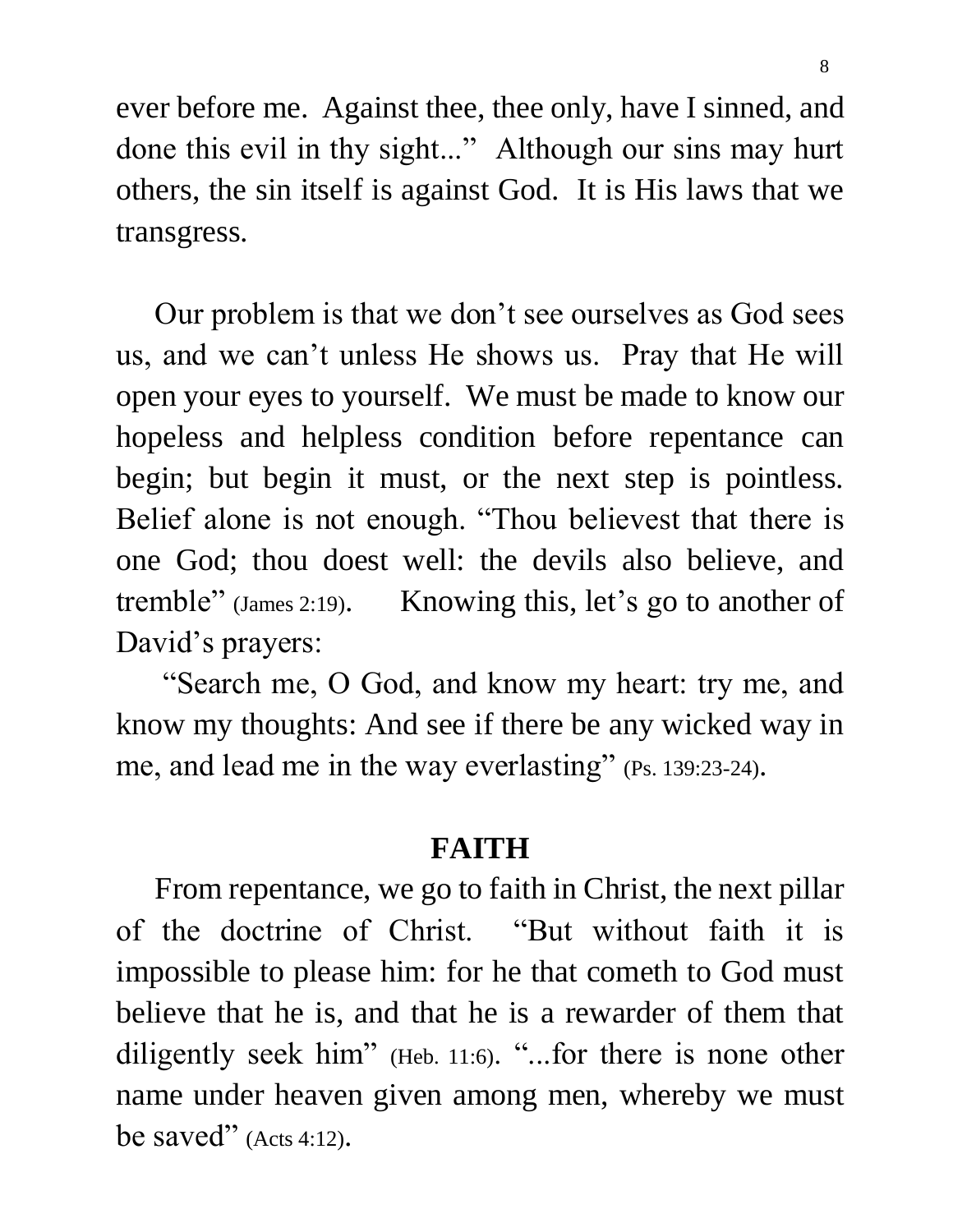ever before me. Against thee, thee only, have I sinned, and done this evil in thy sight..." Although our sins may hurt others, the sin itself is against God. It is His laws that we transgress.

Our problem is that we don't see ourselves as God sees us, and we can't unless He shows us. Pray that He will open your eyes to yourself. We must be made to know our hopeless and helpless condition before repentance can begin; but begin it must, or the next step is pointless. Belief alone is not enough. "Thou believest that there is one God; thou doest well: the devils also believe, and tremble" (James 2:19). Knowing this, let's go to another of David's prayers:

"Search me, O God, and know my heart: try me, and know my thoughts: And see if there be any wicked way in me, and lead me in the way everlasting" (Ps. 139:23-24).

## FAITH

From repentance, we go to faith in Christ, the next pillar of the doctrine of Christ. "But without faith it is impossible to please him: for he that cometh to God must believe that he is, and that he is a rewarder of them that diligently seek him" (Heb. 11:6). "...for there is none other name under heaven given among men, whereby we must be saved" (Acts 4:12).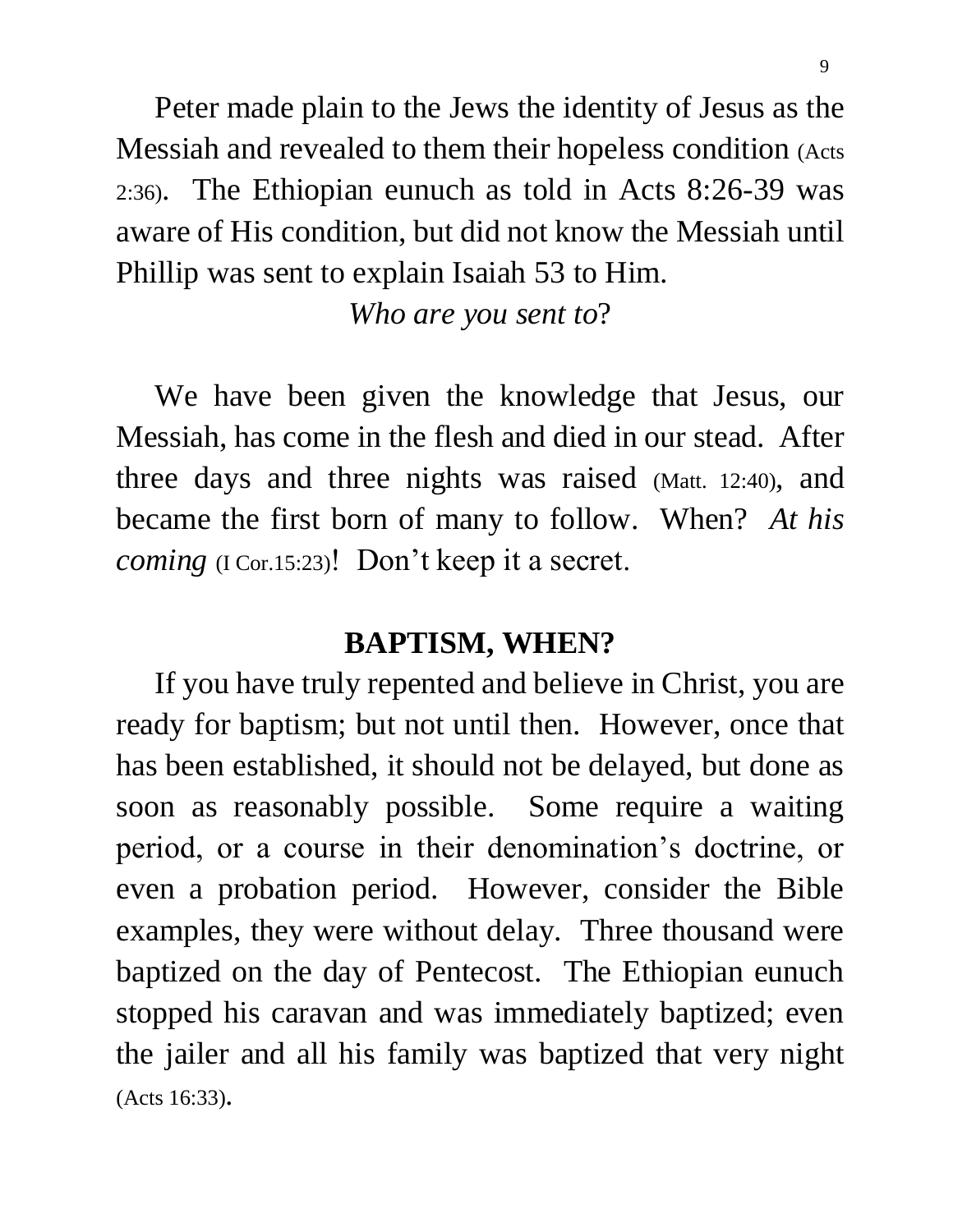Peter made plain to the Jews the identity of Jesus as the Messiah and revealed to them their hopeless condition (Acts 2:36). The Ethiopian eunuch as told in Acts 8:26-39 was aware of His condition, but did not know the Messiah until Phillip was sent to explain Isaiah 53 to Him.

*Who are you sent to*?

We have been given the knowledge that Jesus, our Messiah, has come in the flesh and died in our stead. After three days and three nights was raised (Matt. 12:40), and became the first born of many to follow. When? *At his coming* (I Cor.15:23)! Don't keep it a secret.

## BAPTISM, WHEN?

If you have truly repented and believe in Christ, you are ready for baptism; but not until then. However, once that has been established, it should not be delayed, but done as soon as reasonably possible. Some require a waiting period, or a course in their denomination's doctrine, or even a probation period. However, consider the Bible examples, they were without delay. Three thousand were baptized on the day of Pentecost. The Ethiopian eunuch stopped his caravan and was immediately baptized; even the jailer and all his family was baptized that very night (Acts 16:33).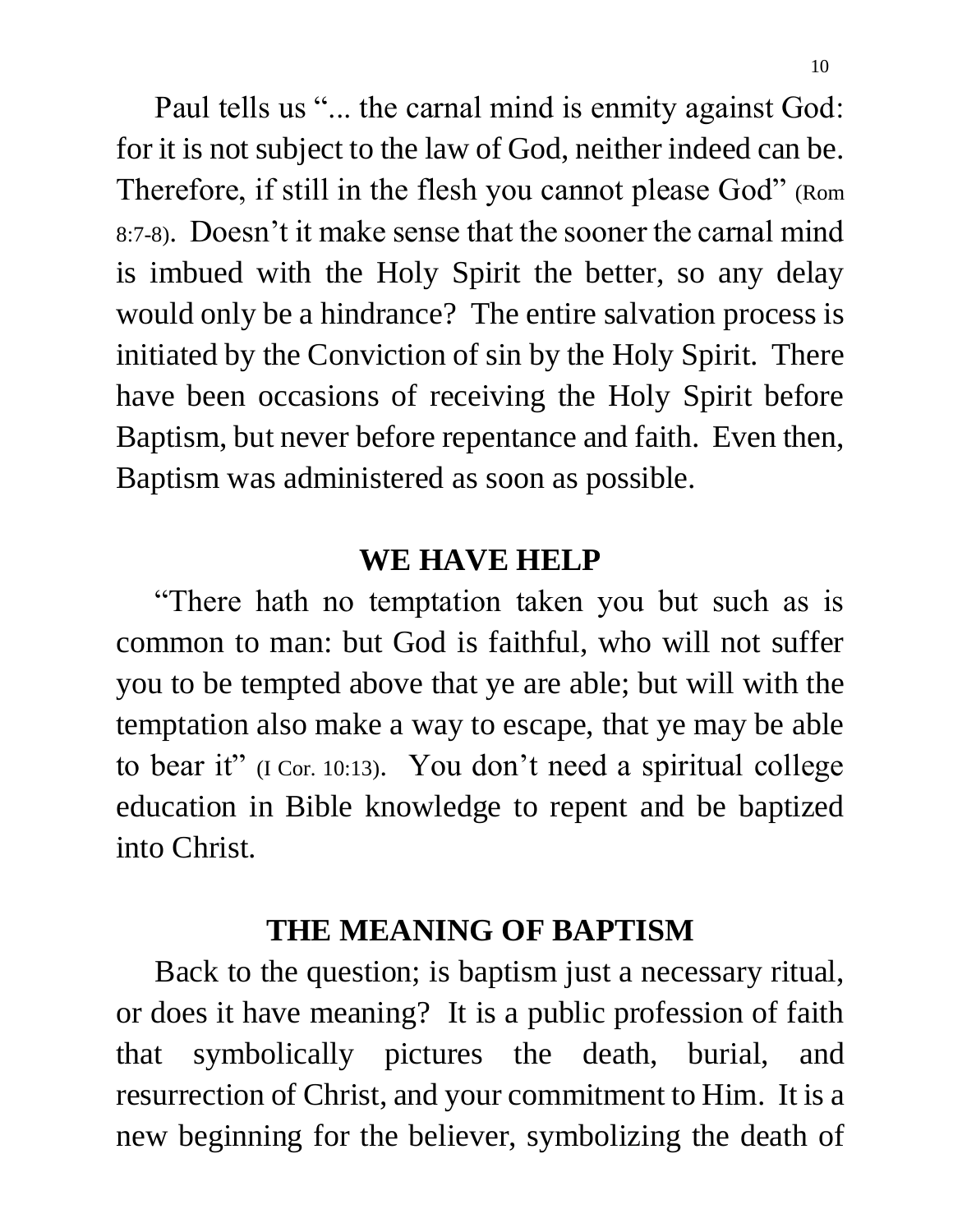Paul tells us "... the carnal mind is enmity against God: for it is not subject to the law of God, neither indeed can be. Therefore, if still in the flesh you cannot please God" (Rom 8:7-8). Doesn't it make sense that the sooner the carnal mind is imbued with the Holy Spirit the better, so any delay would only be a hindrance? The entire salvation process is initiated by the Conviction of sin by the Holy Spirit. There have been occasions of receiving the Holy Spirit before Baptism, but never before repentance and faith. Even then, Baptism was administered as soon as possible.

## WE HAVE HELP

"There hath no temptation taken you but such as is common to man: but God is faithful, who will not suffer you to be tempted above that ye are able; but will with the temptation also make a way to escape, that ye may be able to bear it" (I Cor. 10:13). You don't need a spiritual college education in Bible knowledge to repent and be baptized into Christ.

## THE MEANING OF BAPTISM

Back to the question; is baptism just a necessary ritual, or does it have meaning? It is a public profession of faith that symbolically pictures the death, burial, and resurrection of Christ, and your commitment to Him. It is a new beginning for the believer, symbolizing the death of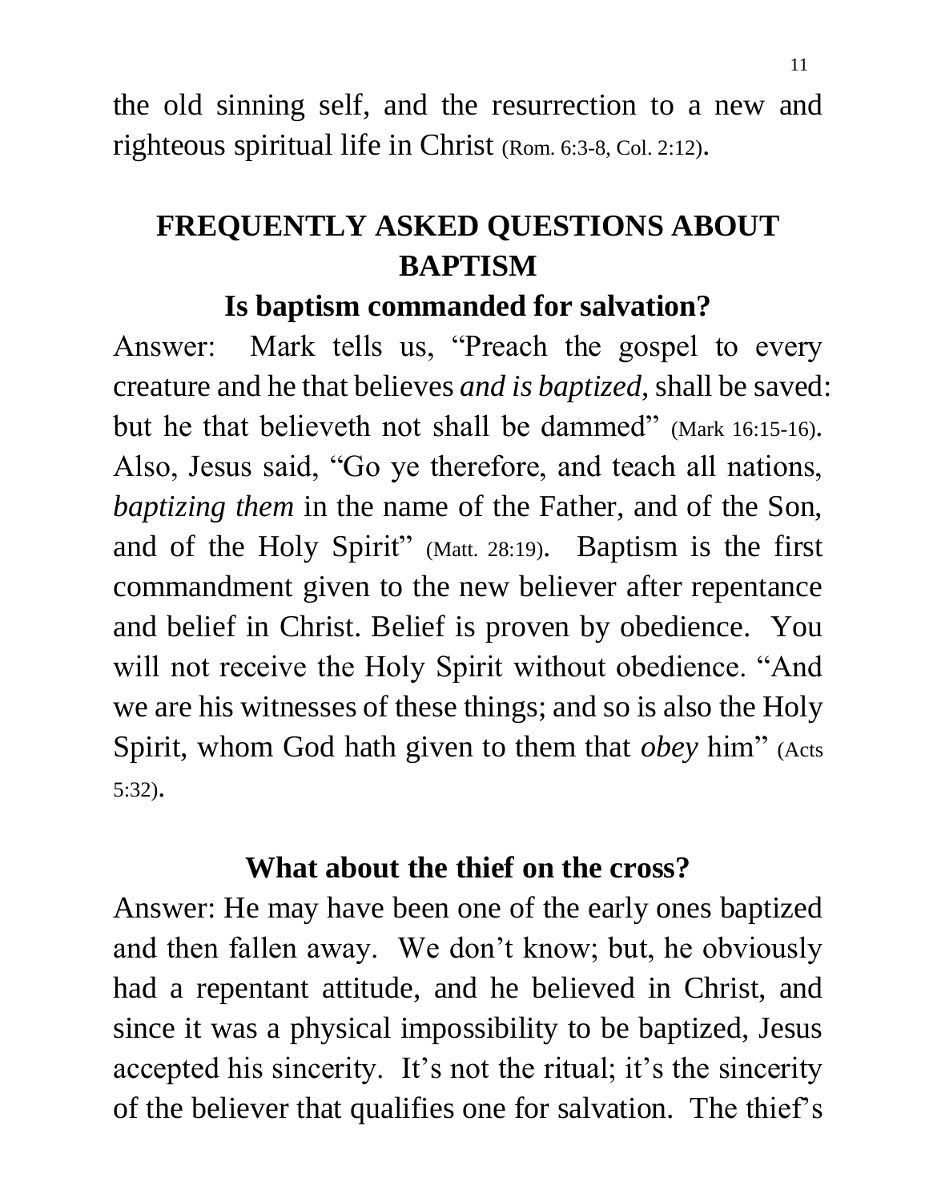the old sinning self, and the resurrection to a new and righteous spiritual life in Christ (Rom. 6:3-8, Col. 2:12).

## FREQUENTLY ASKED QUESTIONS ABOUT BAPTISM

### Is baptism commanded for salvation?

Answer: Mark tells us, "Preach the gospel to every creature and he that believes *and is baptized,* shall be saved: but he that believeth not shall be dammed" (Mark 16:15-16). Also, Jesus said, "Go ye therefore, and teach all nations, *baptizing them* in the name of the Father, and of the Son, and of the Holy Spirit" (Matt. 28:19). Baptism is the first commandment given to the new believer after repentance and belief in Christ. Belief is proven by obedience. You will not receive the Holy Spirit without obedience. "And we are his witnesses of these things; and so is also the Holy Spirit, whom God hath given to them that *obey* him" (Acts 5:32).

### What about the thief on the cross?

Answer: He may have been one of the early ones baptized and then fallen away. We don't know; but, he obviously had a repentant attitude, and he believed in Christ, and since it was a physical impossibility to be baptized, Jesus accepted his sincerity. It's not the ritual; it's the sincerity of the believer that qualifies one for salvation. The thief's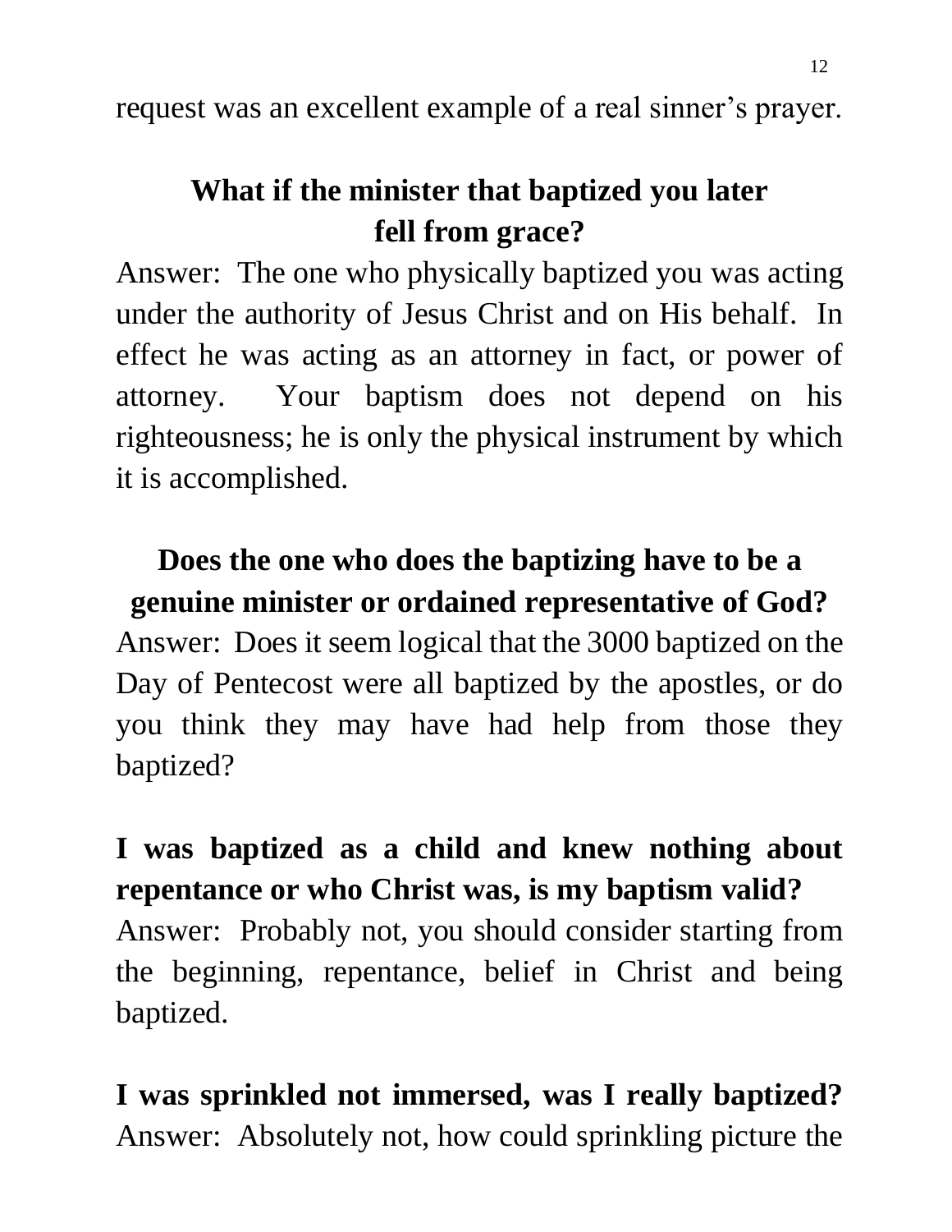request was an excellent example of a real sinner's prayer.

**What if the minister that baptized you later fell from grace?**

Answer: The one who physically baptized you was acting under the authority of Jesus Christ and on His behalf. In effect he was acting as an attorney in fact, or power of attorney. Your baptism does not depend on his righteousness; he is only the physical instrument by which it is accomplished.

**Does the one who does the baptizing have to be a genuine minister or ordained representative of God?**

Answer: Does it seem logical that the 3000 baptized on the Day of Pentecost were all baptized by the apostles, or do you think they may have had help from those they baptized?

**I was baptized as a child and knew nothing about repentance or who Christ was, is my baptism valid?**

Answer: Probably not, you should consider starting from the beginning, repentance, belief in Christ and being baptized.

**I was sprinkled not immersed, was I really baptized?**

Answer: Absolutely not, how could sprinkling picture the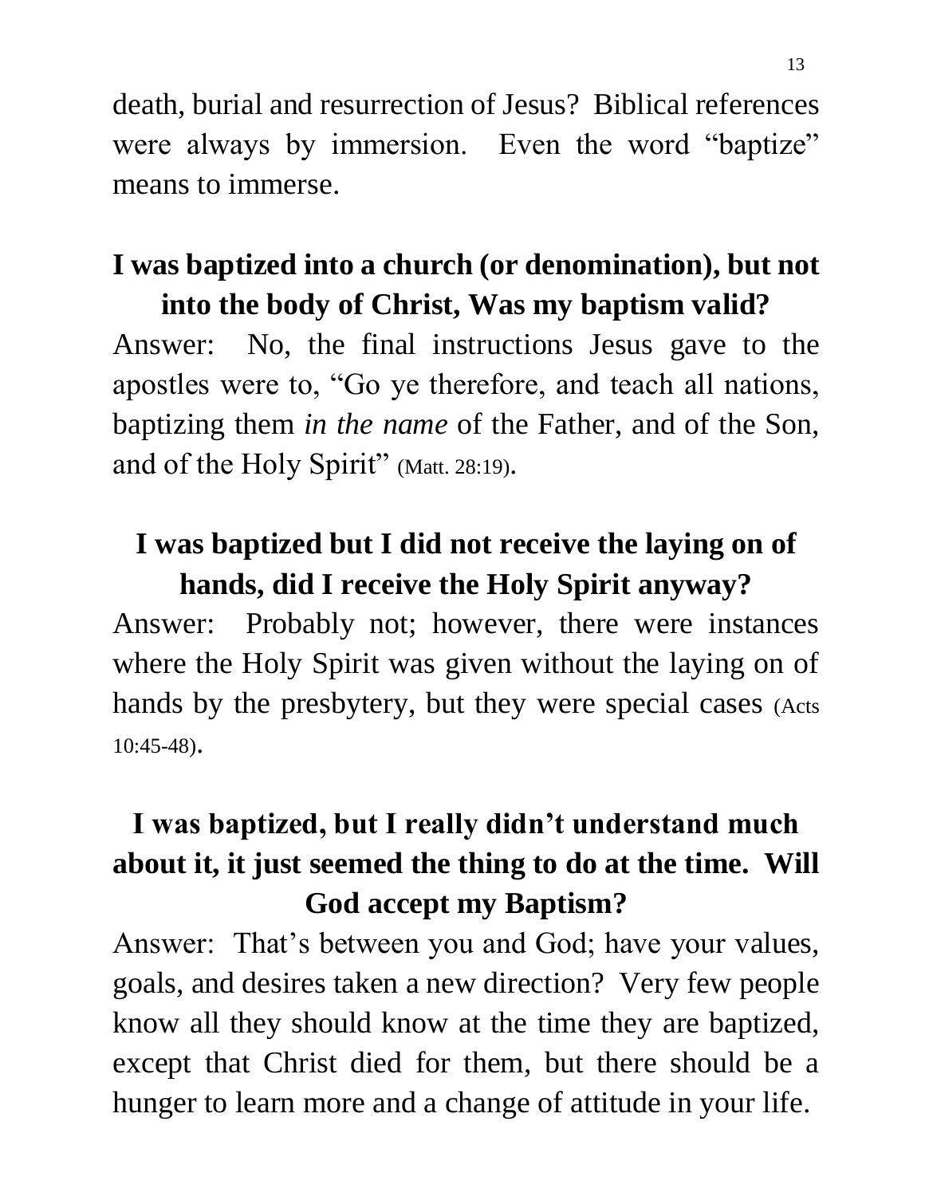death, burial and resurrection of Jesus? Biblical references were always by immersion. Even the word "baptize" means to immerse.

## I was baptized into a church (or denomination), but not into the body of Christ, Was my baptism valid?

Answer: No, the final instructions Jesus gave to the apostles were to, "Go ye therefore, and teach all nations, baptizing them *in the name* of the Father, and of the Son, and of the Holy Spirit" (Matt. 28:19).

## I was baptized but I did not receive the laying on of hands, did I receive the Holy Spirit anyway?

Answer: Probably not; however, there were instances where the Holy Spirit was given without the laying on of hands by the presbytery, but they were special cases (Acts 10:45-48).

## I was baptized, but I really didn't understand much about it, it just seemed the thing to do at the time. Will God accept my Baptism?

Answer: That's between you and God; have your values, goals, and desires taken a new direction? Very few people know all they should know at the time they are baptized, except that Christ died for them, but there should be a hunger to learn more and a change of attitude in your life.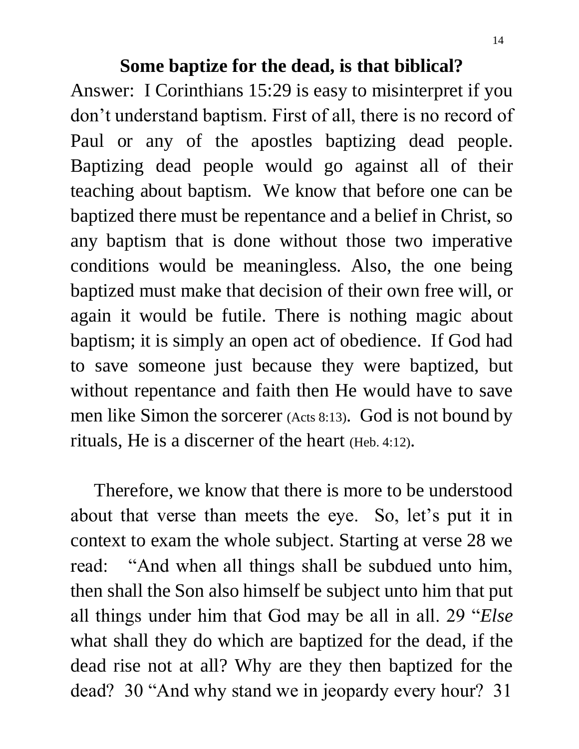## Some baptize for the dead, is that biblical?

Answer: I Corinthians 15:29 is easy to misinterpret if you don't understand baptism. First of all, there is no record of Paul or any of the apostles baptizing dead people. Baptizing dead people would go against all of their teaching about baptism. We know that before one can be baptized there must be repentance and a belief in Christ, so any baptism that is done without those two imperative conditions would be meaningless. Also, the one being baptized must make that decision of their own free will, or again it would be futile. There is nothing magic about baptism; it is simply an open act of obedience. If God had to save someone just because they were baptized, but without repentance and faith then He would have to save men like Simon the sorcerer (Acts 8:13). God is not bound by rituals, He is a discerner of the heart (Heb. 4:12).

Therefore, we know that there is more to be understood about that verse than meets the eye. So, let's put it in context to exam the whole subject. Starting at verse 28 we read: "And when all things shall be subdued unto him, then shall the Son also himself be subject unto him that put all things under him that God may be all in all. 29 "*Else* what shall they do which are baptized for the dead, if the dead rise not at all? Why are they then baptized for the dead? 30 "And why stand we in jeopardy every hour? 31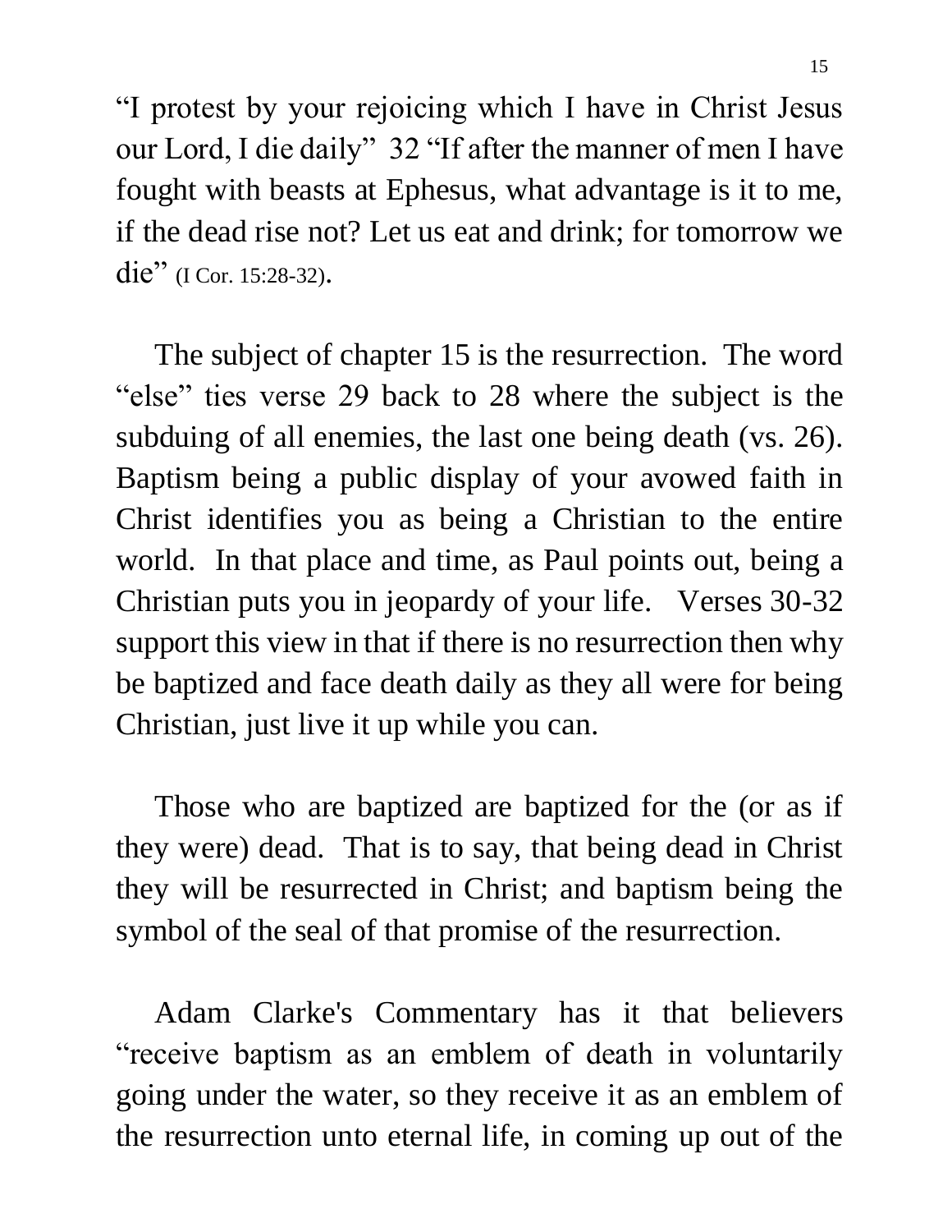"I protest by your rejoicing which I have in Christ Jesus our Lord, I die daily" 32 "If after the manner of men I have fought with beasts at Ephesus, what advantage is it to me, if the dead rise not? Let us eat and drink; for tomorrow we die" (I Cor. 15:28-32).

The subject of chapter 15 is the resurrection. The word "else" ties verse 29 back to 28 where the subject is the subduing of all enemies, the last one being death (vs. 26). Baptism being a public display of your avowed faith in Christ identifies you as being a Christian to the entire world. In that place and time, as Paul points out, being a Christian puts you in jeopardy of your life. Verses 30-32 support this view in that if there is no resurrection then why be baptized and face death daily as they all were for being Christian, just live it up while you can.

Those who are baptized are baptized for the (or as if they were) dead. That is to say, that being dead in Christ they will be resurrected in Christ; and baptism being the symbol of the seal of that promise of the resurrection.

Adam Clarke's Commentary has it that believers "receive baptism as an emblem of death in voluntarily going under the water, so they receive it as an emblem of the resurrection unto eternal life, in coming up out of the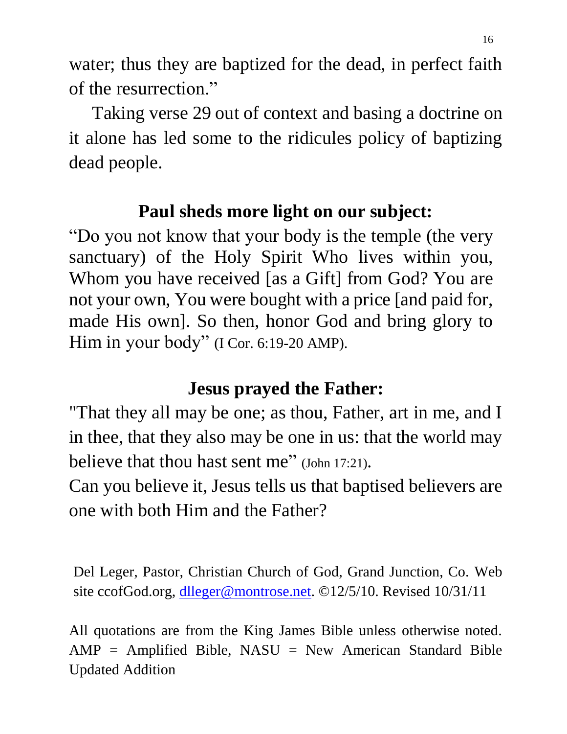water; thus they are baptized for the dead, in perfect faith of the resurrection."

Taking verse 29 out of context and basing a doctrine on it alone has led some to the ridicules policy of baptizing dead people.

## Paul sheds more light on our subject:

"Do you not know that your body is the temple (the very sanctuary) of the Holy Spirit Who lives within you, Whom you have received [as a Gift] from God? You are not your own, You were bought with a price [and paid for, made His own]. So then, honor God and bring glory to Him in your body" (I Cor. 6:19-20 AMP).

## Jesus prayed the Father:

"That they all may be one; as thou, Father, art in me, and I in thee, that they also may be one in us: that the world may believe that thou hast sent me" (John 17:21).

Can you believe it, Jesus tells us that baptised believers are one with both Him and the Father?

Del Leger, Pastor, Christian Church of God, Grand Junction, Co. Web site ccofGod.org, dlleger@montrose.net. ©12/5/10. Revised 10/31/11

All quotations are from the King James Bible unless otherwise noted. AMP = Amplified Bible, NASU = New American Standard Bible Updated Addition